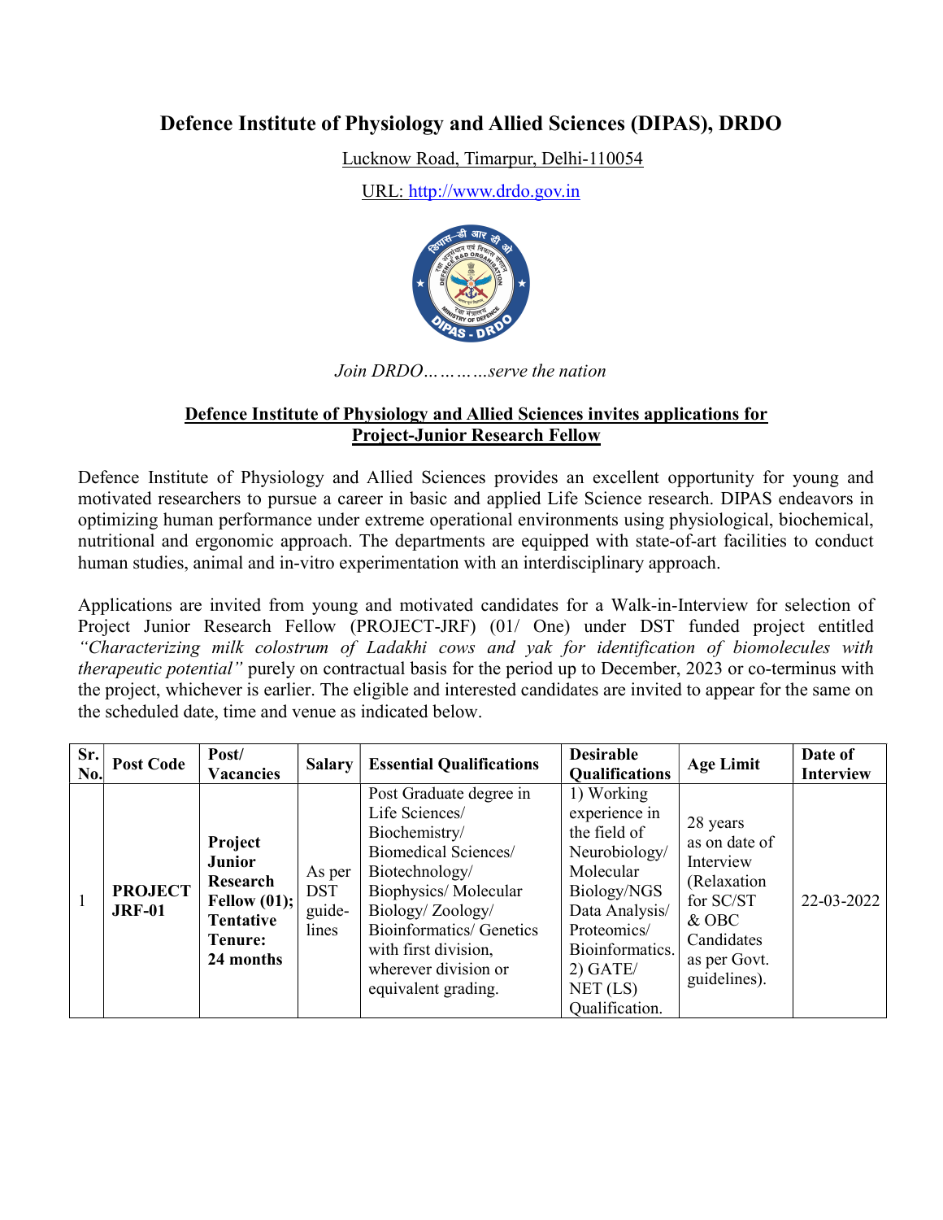# Defence Institute of Physiology and Allied Sciences (DIPAS), DRDO

Lucknow Road, Timarpur, Delhi-110054

URL: http://www.drdo.gov.in

*Join DRDO…………serve the nation*

## Defence Institute of Physiology and Allied Sciences invites applications for Project-Junior Research Fellow

Defence Institute of Physiology and Allied Sciences provides an excellent opportunity for young and motivated researchers to pursue a career in basic and applied Life Science research. DIPAS endeavors in optimizing human performance under extreme operational environments using physiological, biochemical, nutritional and ergonomic approach. The departments are equipped with state-of-art facilities to conduct human studies, animal and in-vitro experimentation with an interdisciplinary approach.

Applications are invited from young and motivated candidates for a Walk-in-Interview for selection of Project Junior Research Fellow (PROJECT-JRF) (01/ One) under DST funded project entitled *"Characterizing milk colostrum of Ladakhi cows and yak for identification of biomolecules with therapeutic potential"* purely on contractual basis for the period up to December, 2023 or co-terminus with the project, whichever is earlier. The eligible and interested candidates are invited to appear for the same on the scheduled date, time and venue as indicated below.

| Sr. No. | Post Code | Post/ Vacancies | Salary | Essential Qualifications | Desirable Qualifications | Age Limit | Date of Interview |
|---|---|---|---|---|---|---|---|
| 1 | **PROJECT JRF-01** | **Project Junior Research Fellow (01); Tentative Tenure: 24 months** | As per DST guide-lines | Post Graduate degree in Life Sciences/ Biochemistry/ Biomedical Sciences/ Biotechnology/ Biophysics/ Molecular Biology/ Zoology/ Bioinformatics/ Genetics with first division, wherever division or equivalent grading. | 1) Working experience in the field of Neurobiology/ Molecular Biology/NGS Data Analysis/ Proteomics/ Bioinformatics. 2) GATE/ NET (LS) Qualification. | 28 years as on date of Interview (Relaxation for SC/ST & OBC Candidates as per Govt. guidelines). | 22-03-2022 |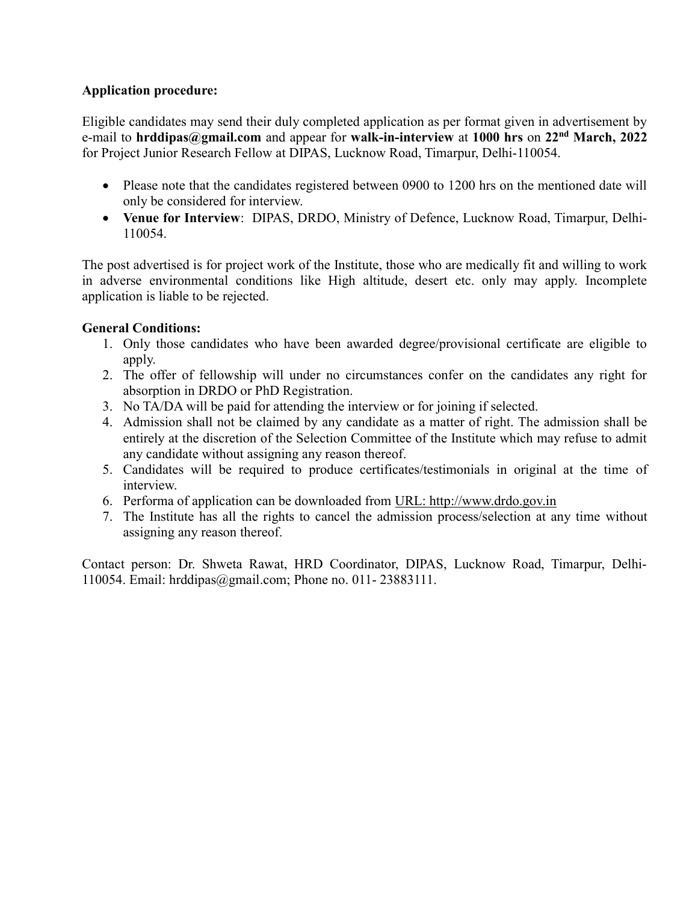**Application procedure:**

Eligible candidates may send their duly completed application as per format given in advertisement by e-mail to **hrddipas@gmail.com** and appear for **walk-in-interview** at **1000 hrs** on **22nd March, 2022** for Project Junior Research Fellow at DIPAS, Lucknow Road, Timarpur, Delhi-110054.

- Please note that the candidates registered between 0900 to 1200 hrs on the mentioned date will only be considered for interview.
- **Venue for Interview**: DIPAS, DRDO, Ministry of Defence, Lucknow Road, Timarpur, Delhi-110054.

The post advertised is for project work of the Institute, those who are medically fit and willing to work in adverse environmental conditions like High altitude, desert etc. only may apply. Incomplete application is liable to be rejected.

**General Conditions:**

1. Only those candidates who have been awarded degree/provisional certificate are eligible to apply.
2. The offer of fellowship will under no circumstances confer on the candidates any right for absorption in DRDO or PhD Registration.
3. No TA/DA will be paid for attending the interview or for joining if selected.
4. Admission shall not be claimed by any candidate as a matter of right. The admission shall be entirely at the discretion of the Selection Committee of the Institute which may refuse to admit any candidate without assigning any reason thereof.
5. Candidates will be required to produce certificates/testimonials in original at the time of interview.
6. Performa of application can be downloaded from URL: http://www.drdo.gov.in
7. The Institute has all the rights to cancel the admission process/selection at any time without assigning any reason thereof.

Contact person: Dr. Shweta Rawat, HRD Coordinator, DIPAS, Lucknow Road, Timarpur, Delhi-110054. Email: hrddipas@gmail.com; Phone no. 011- 23883111.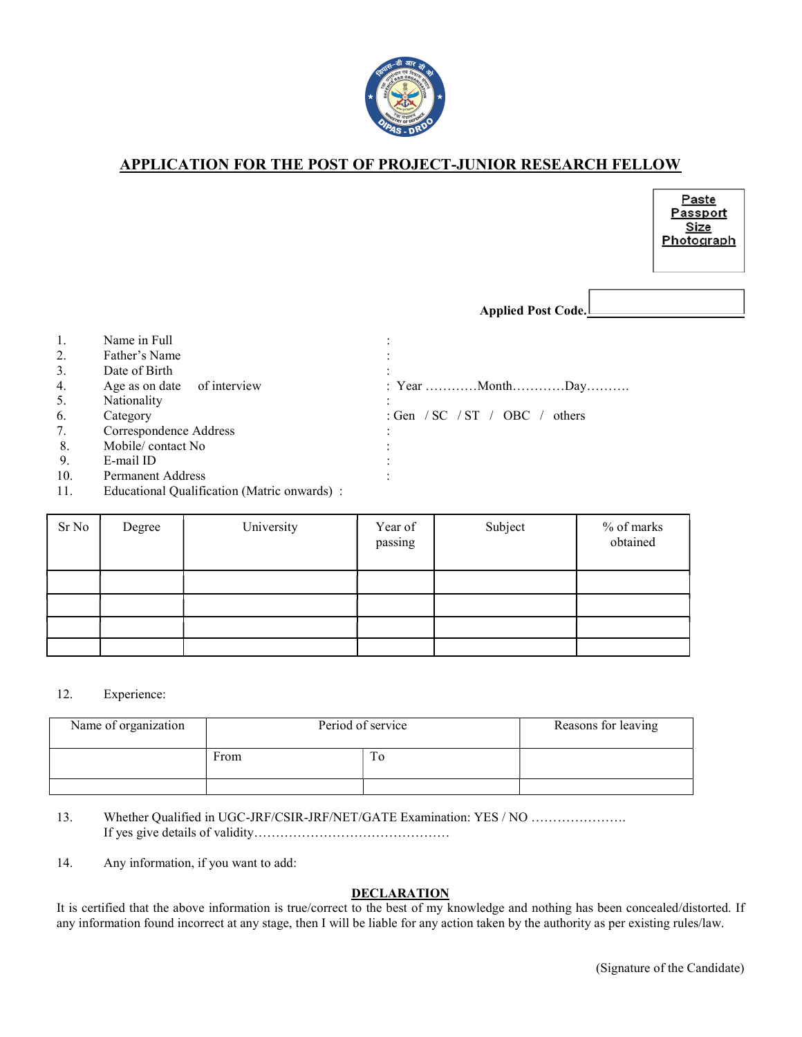## APPLICATION FOR THE POST OF PROJECT-JUNIOR RESEARCH FELLOW

**Paste Passport Size Photograph**

**Applied Post Code.**

1. Name in Full :
2. Father's Name :
3. Date of Birth :
4. Age as on date of interview : Year …………Month…………Day……….
5. Nationality :
6. Category : Gen / SC / ST / OBC / others
7. Correspondence Address :
8. Mobile/ contact No :
9. E-mail ID :
10. Permanent Address :
11. Educational Qualification (Matric onwards) :

| Sr No | Degree | University | Year of passing | Subject | % of marks obtained |
|---|---|---|---|---|---|
| | | | | | |
| | | | | | |
| | | | | | |
| | | | | | |

12. Experience:

| Name of organization | Period of service | | Reasons for leaving |
|---|---|---|---|
| | From | To | |
| | | | |

13. Whether Qualified in UGC-JRF/CSIR-JRF/NET/GATE Examination: YES / NO ………………….
    If yes give details of validity………………………………………

14. Any information, if you want to add:

**DECLARATION**

It is certified that the above information is true/correct to the best of my knowledge and nothing has been concealed/distorted. If any information found incorrect at any stage, then I will be liable for any action taken by the authority as per existing rules/law.

(Signature of the Candidate)